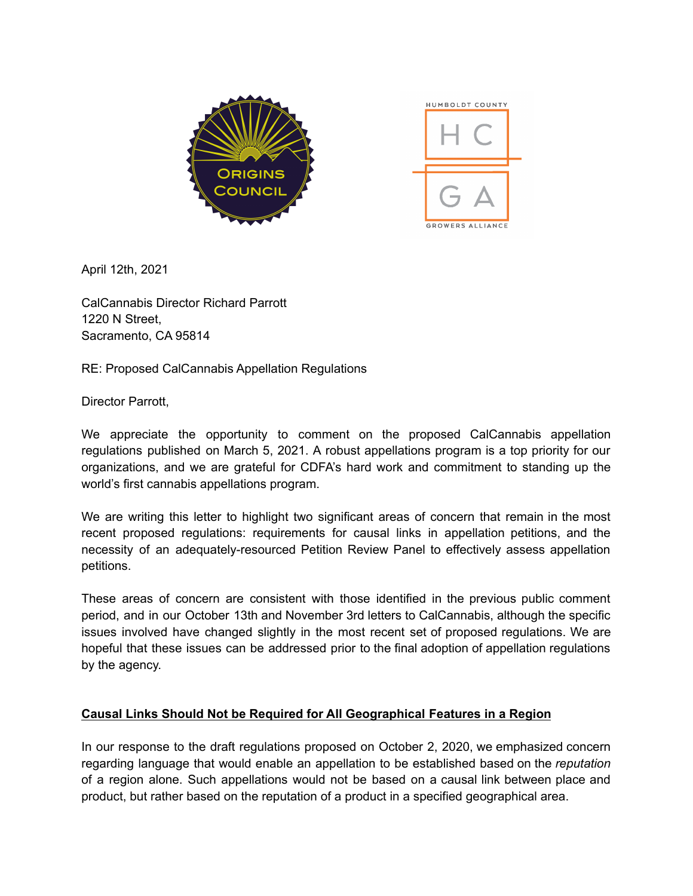April 12th, 2021

CalCannabis Director Richard Parrott
1220 N Street,
Sacramento, CA 95814

RE: Proposed CalCannabis Appellation Regulations

Director Parrott,

We appreciate the opportunity to comment on the proposed CalCannabis appellation regulations published on March 5, 2021. A robust appellations program is a top priority for our organizations, and we are grateful for CDFA's hard work and commitment to standing up the world's first cannabis appellations program.

We are writing this letter to highlight two significant areas of concern that remain in the most recent proposed regulations: requirements for causal links in appellation petitions, and the necessity of an adequately-resourced Petition Review Panel to effectively assess appellation petitions.

These areas of concern are consistent with those identified in the previous public comment period, and in our October 13th and November 3rd letters to CalCannabis, although the specific issues involved have changed slightly in the most recent set of proposed regulations. We are hopeful that these issues can be addressed prior to the final adoption of appellation regulations by the agency.

## Causal Links Should Not be Required for All Geographical Features in a Region

In our response to the draft regulations proposed on October 2, 2020, we emphasized concern regarding language that would enable an appellation to be established based on the *reputation* of a region alone. Such appellations would not be based on a causal link between place and product, but rather based on the reputation of a product in a specified geographical area.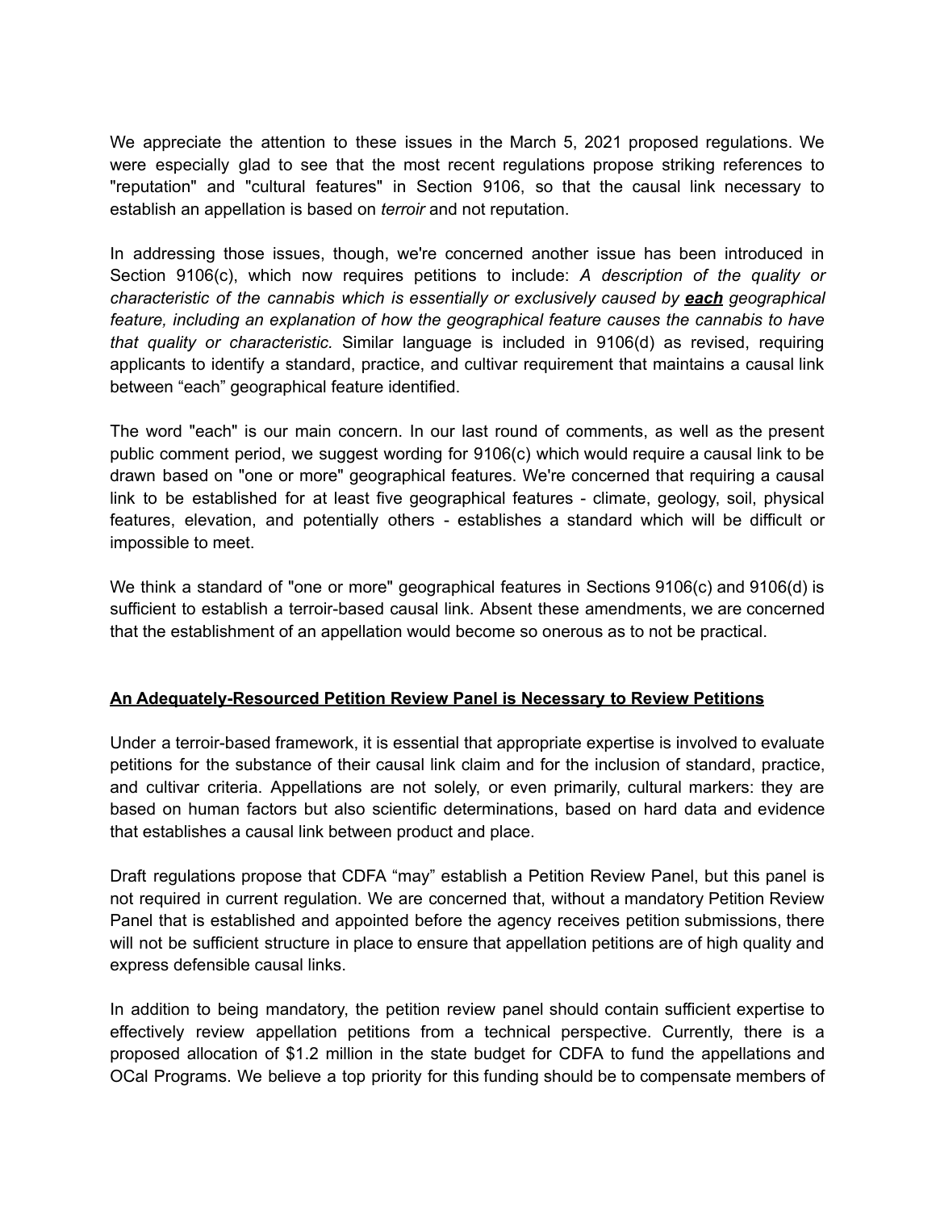We appreciate the attention to these issues in the March 5, 2021 proposed regulations. We were especially glad to see that the most recent regulations propose striking references to "reputation" and "cultural features" in Section 9106, so that the causal link necessary to establish an appellation is based on *terroir* and not reputation.

In addressing those issues, though, we're concerned another issue has been introduced in Section 9106(c), which now requires petitions to include: *A description of the quality or characteristic of the cannabis which is essentially or exclusively caused by **each** geographical feature, including an explanation of how the geographical feature causes the cannabis to have that quality or characteristic.* Similar language is included in 9106(d) as revised, requiring applicants to identify a standard, practice, and cultivar requirement that maintains a causal link between "each" geographical feature identified.

The word "each" is our main concern. In our last round of comments, as well as the present public comment period, we suggest wording for 9106(c) which would require a causal link to be drawn based on "one or more" geographical features. We're concerned that requiring a causal link to be established for at least five geographical features - climate, geology, soil, physical features, elevation, and potentially others - establishes a standard which will be difficult or impossible to meet.

We think a standard of "one or more" geographical features in Sections 9106(c) and 9106(d) is sufficient to establish a terroir-based causal link. Absent these amendments, we are concerned that the establishment of an appellation would become so onerous as to not be practical.

## An Adequately-Resourced Petition Review Panel is Necessary to Review Petitions

Under a terroir-based framework, it is essential that appropriate expertise is involved to evaluate petitions for the substance of their causal link claim and for the inclusion of standard, practice, and cultivar criteria. Appellations are not solely, or even primarily, cultural markers: they are based on human factors but also scientific determinations, based on hard data and evidence that establishes a causal link between product and place.

Draft regulations propose that CDFA "may" establish a Petition Review Panel, but this panel is not required in current regulation. We are concerned that, without a mandatory Petition Review Panel that is established and appointed before the agency receives petition submissions, there will not be sufficient structure in place to ensure that appellation petitions are of high quality and express defensible causal links.

In addition to being mandatory, the petition review panel should contain sufficient expertise to effectively review appellation petitions from a technical perspective. Currently, there is a proposed allocation of $1.2 million in the state budget for CDFA to fund the appellations and OCal Programs. We believe a top priority for this funding should be to compensate members of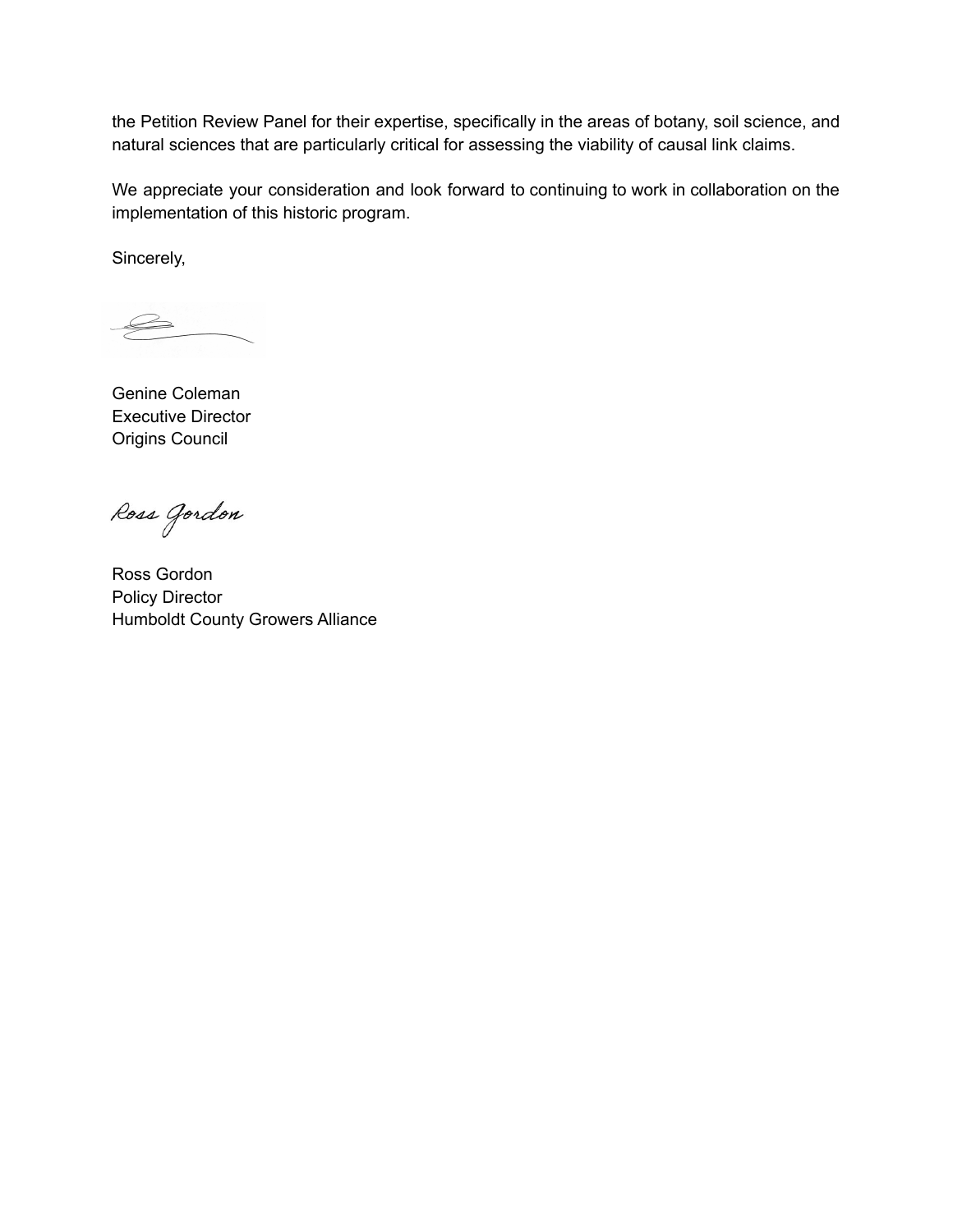the Petition Review Panel for their expertise, specifically in the areas of botany, soil science, and natural sciences that are particularly critical for assessing the viability of causal link claims.

We appreciate your consideration and look forward to continuing to work in collaboration on the implementation of this historic program.

Sincerely,

Genine Coleman
Executive Director
Origins Council

Ross Gordon
Policy Director
Humboldt County Growers Alliance